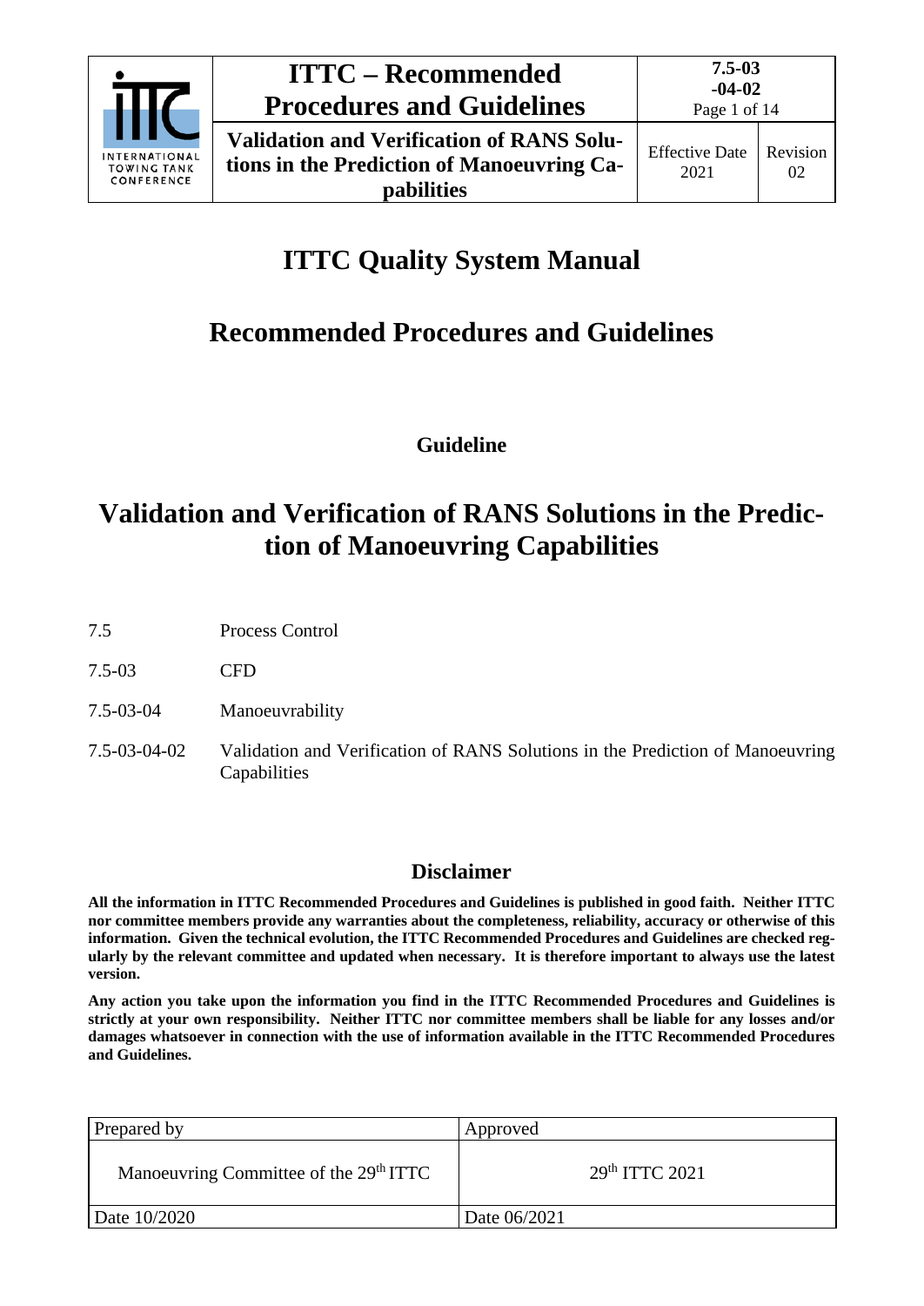# ITTC Quality System Manual

## Recommended Procedures and Guidelines

**Guideline**

# Validation and Verification of RANS Solutions in the Prediction of Manoeuvring Capabilities

| | |
|---|---|
| 7.5 | Process Control |
| 7.5-03 | CFD |
| 7.5-03-04 | Manoeuvrability |
| 7.5-03-04-02 | Validation and Verification of RANS Solutions in the Prediction of Manoeuvring Capabilities |

## Disclaimer

**All the information in ITTC Recommended Procedures and Guidelines is published in good faith. Neither ITTC nor committee members provide any warranties about the completeness, reliability, accuracy or otherwise of this information. Given the technical evolution, the ITTC Recommended Procedures and Guidelines are checked regularly by the relevant committee and updated when necessary. It is therefore important to always use the latest version.**

**Any action you take upon the information you find in the ITTC Recommended Procedures and Guidelines is strictly at your own responsibility. Neither ITTC nor committee members shall be liable for any losses and/or damages whatsoever in connection with the use of information available in the ITTC Recommended Procedures and Guidelines.**

| Prepared by | Approved |
|---|---|
| Manoeuvring Committee of the 29th ITTC | 29th ITTC 2021 |
| Date 10/2020 | Date 06/2021 |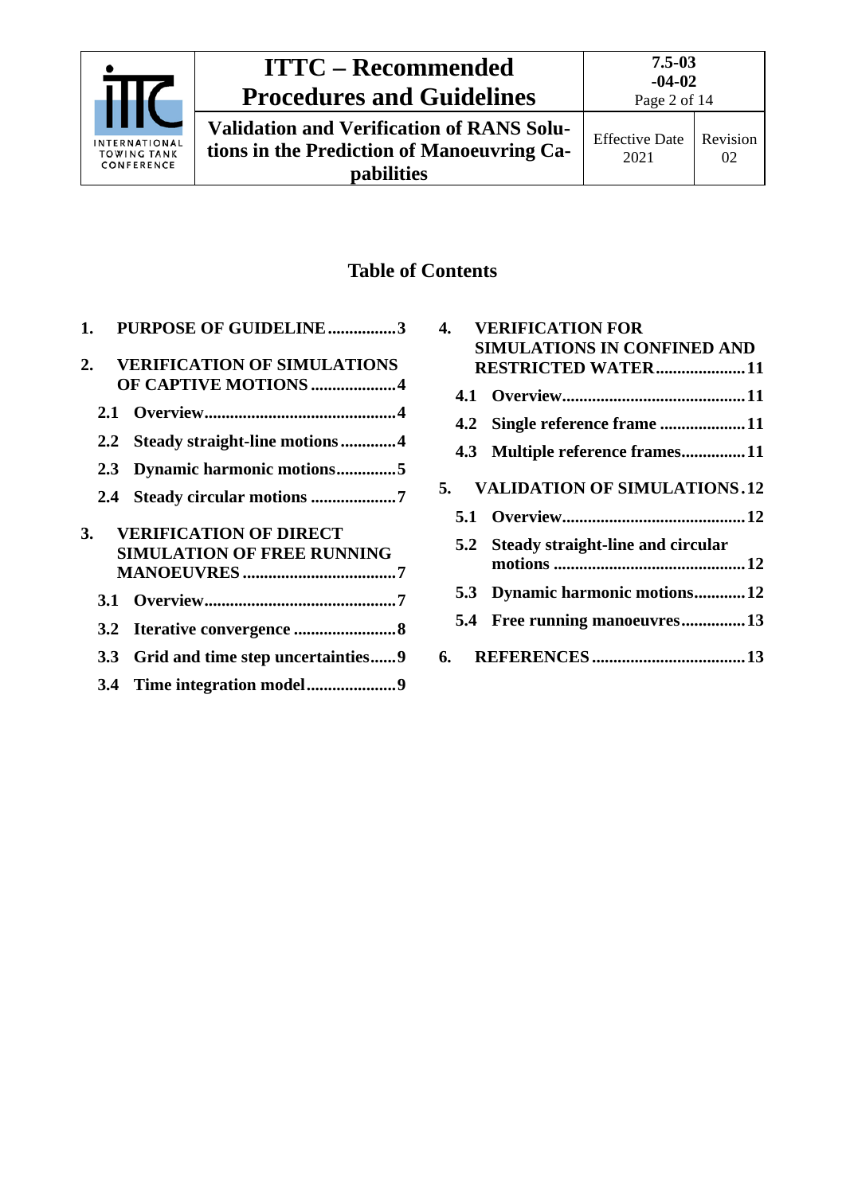## Table of Contents

1. **PURPOSE OF GUIDELINE ................3**
2. **VERIFICATION OF SIMULATIONS OF CAPTIVE MOTIONS ....................4**
   - **2.1 Overview.............................................4**
   - **2.2 Steady straight-line motions .............4**
   - **2.3 Dynamic harmonic motions..............5**
   - **2.4 Steady circular motions ....................7**
3. **VERIFICATION OF DIRECT SIMULATION OF FREE RUNNING MANOEUVRES ....................................7**
   - **3.1 Overview.............................................7**
   - **3.2 Iterative convergence ........................8**
   - **3.3 Grid and time step uncertainties......9**
   - **3.4 Time integration model.....................9**
4. **VERIFICATION FOR SIMULATIONS IN CONFINED AND RESTRICTED WATER.....................11**
   - **4.1 Overview...........................................11**
   - **4.2 Single reference frame ....................11**
   - **4.3 Multiple reference frames...............11**
5. **VALIDATION OF SIMULATIONS.12**
   - **5.1 Overview...........................................12**
   - **5.2 Steady straight-line and circular motions .............................................12**
   - **5.3 Dynamic harmonic motions............12**
   - **5.4 Free running manoeuvres...............13**
6. **REFERENCES ....................................13**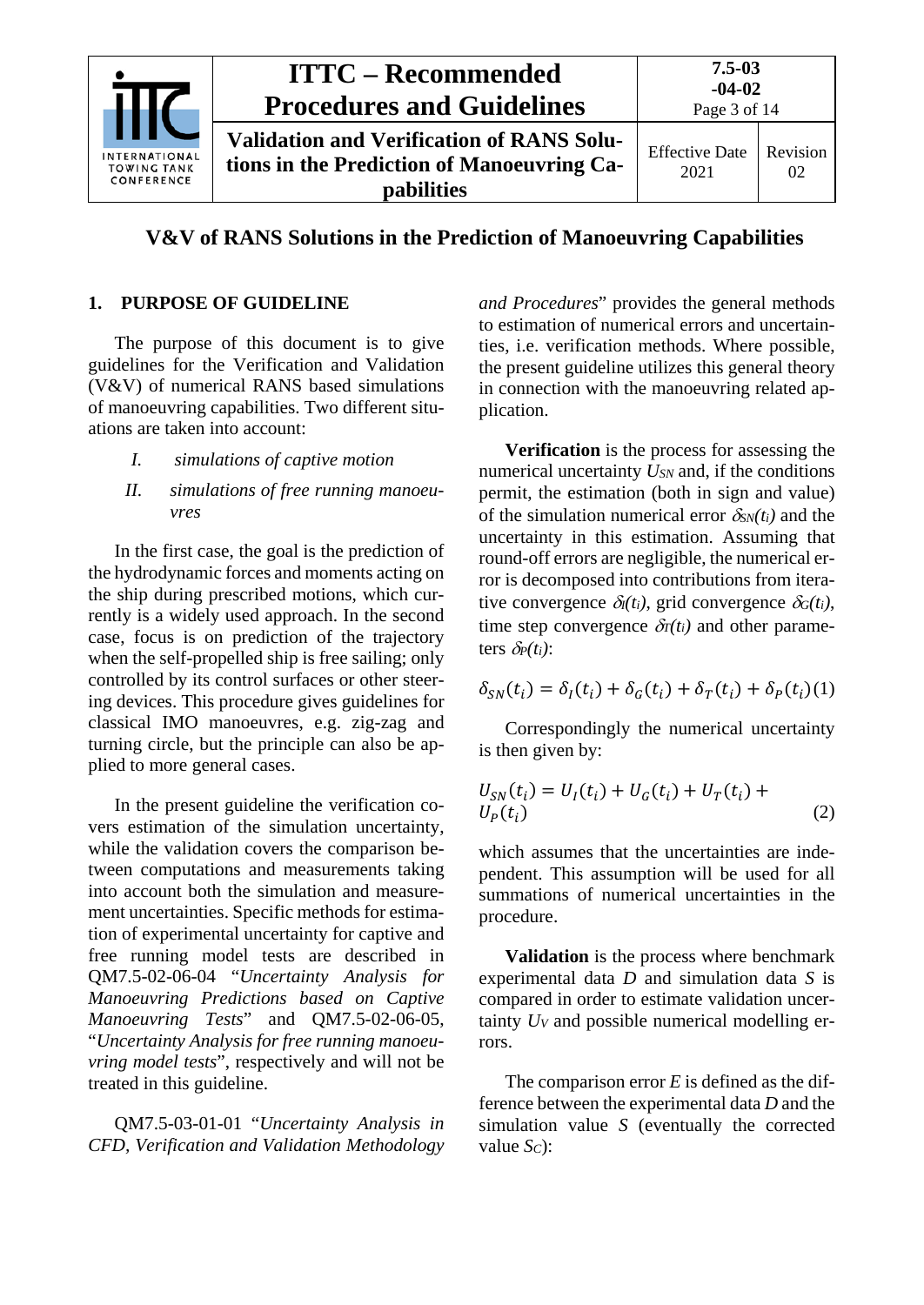# V&V of RANS Solutions in the Prediction of Manoeuvring Capabilities

## 1. PURPOSE OF GUIDELINE

The purpose of this document is to give guidelines for the Verification and Validation (V&V) of numerical RANS based simulations of manoeuvring capabilities. Two different situations are taken into account:

I. *simulations of captive motion*

II. *simulations of free running manoeuvres*

In the first case, the goal is the prediction of the hydrodynamic forces and moments acting on the ship during prescribed motions, which currently is a widely used approach. In the second case, focus is on prediction of the trajectory when the self-propelled ship is free sailing; only controlled by its control surfaces or other steering devices. This procedure gives guidelines for classical IMO manoeuvres, e.g. zig-zag and turning circle, but the principle can also be applied to more general cases.

In the present guideline the verification covers estimation of the simulation uncertainty, while the validation covers the comparison between computations and measurements taking into account both the simulation and measurement uncertainties. Specific methods for estimation of experimental uncertainty for captive and free running model tests are described in QM7.5-02-06-04 "*Uncertainty Analysis for Manoeuvring Predictions based on Captive Manoeuvring Tests*" and QM7.5-02-06-05, "*Uncertainty Analysis for free running manoeuvring model tests*", respectively and will not be treated in this guideline.

QM7.5-03-01-01 "*Uncertainty Analysis in CFD, Verification and Validation Methodology and Procedures*" provides the general methods to estimation of numerical errors and uncertainties, i.e. verification methods. Where possible, the present guideline utilizes this general theory in connection with the manoeuvring related application.

**Verification** is the process for assessing the numerical uncertainty $U_{SN}$ and, if the conditions permit, the estimation (both in sign and value) of the simulation numerical error $\delta_{SN}(t_i)$ and the uncertainty in this estimation. Assuming that round-off errors are negligible, the numerical error is decomposed into contributions from iterative convergence $\delta_I(t_i)$, grid convergence $\delta_G(t_i)$, time step convergence $\delta_T(t_i)$ and other parameters $\delta_P(t_i)$:

$$\delta_{SN}(t_i) = \delta_I(t_i) + \delta_G(t_i) + \delta_T(t_i) + \delta_P(t_i) \quad (1)$$

Correspondingly the numerical uncertainty is then given by:

$$U_{SN}(t_i) = U_I(t_i) + U_G(t_i) + U_T(t_i) + U_P(t_i) \quad (2)$$

which assumes that the uncertainties are independent. This assumption will be used for all summations of numerical uncertainties in the procedure.

**Validation** is the process where benchmark experimental data $D$ and simulation data $S$ is compared in order to estimate validation uncertainty $U_V$ and possible numerical modelling errors.

The comparison error $E$ is defined as the difference between the experimental data $D$ and the simulation value $S$ (eventually the corrected value $S_C$):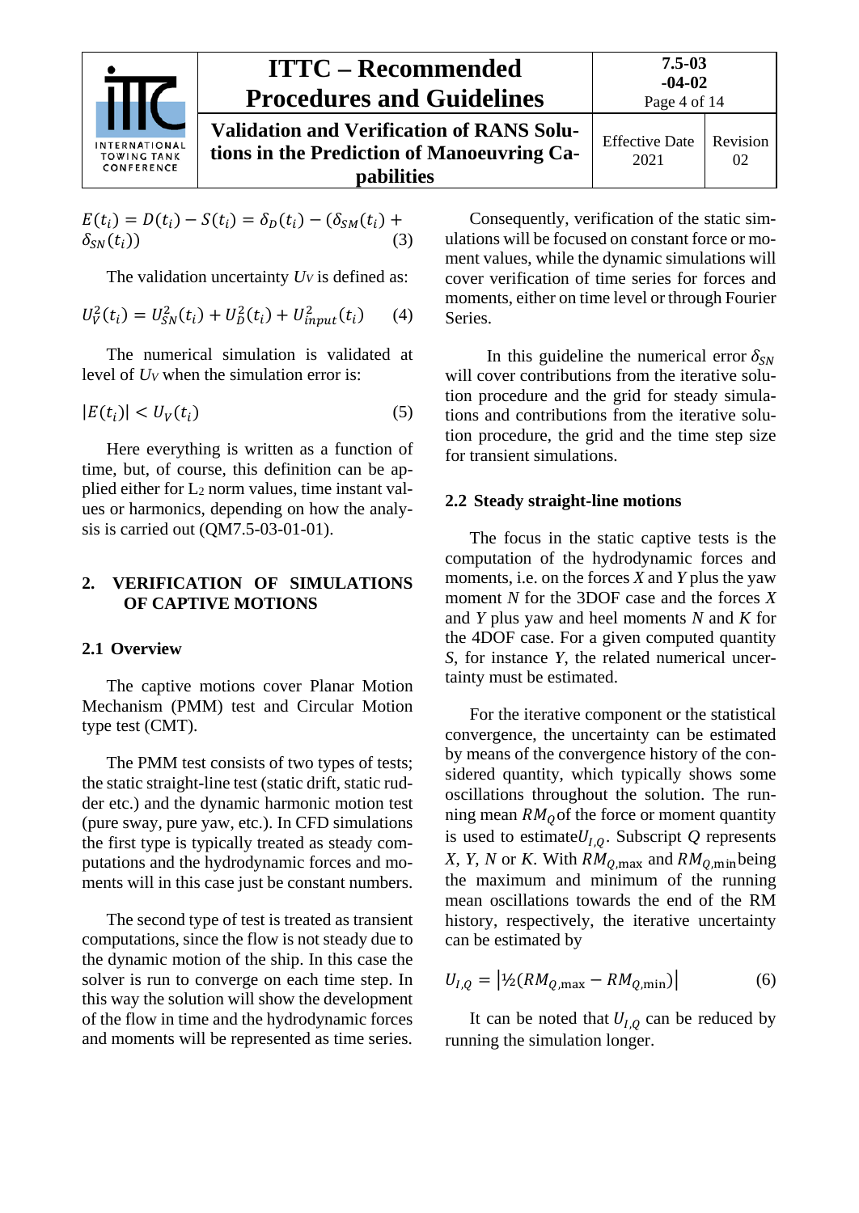$$E(t_i) = D(t_i) - S(t_i) = \delta_D(t_i) - (\delta_{SM}(t_i) + \delta_{SN}(t_i)) \quad (3)$$

The validation uncertainty $U_V$ is defined as:

$$U_V^2(t_i) = U_{SN}^2(t_i) + U_D^2(t_i) + U_{input}^2(t_i) \quad (4)$$

The numerical simulation is validated at level of $U_V$ when the simulation error is:

$$|E(t_i)| < U_V(t_i) \quad (5)$$

Here everything is written as a function of time, but, of course, this definition can be applied either for $L_2$ norm values, time instant values or harmonics, depending on how the analysis is carried out (QM7.5-03-01-01).

## 2. VERIFICATION OF SIMULATIONS OF CAPTIVE MOTIONS

### 2.1 Overview

The captive motions cover Planar Motion Mechanism (PMM) test and Circular Motion type test (CMT).

The PMM test consists of two types of tests; the static straight-line test (static drift, static rudder etc.) and the dynamic harmonic motion test (pure sway, pure yaw, etc.). In CFD simulations the first type is typically treated as steady computations and the hydrodynamic forces and moments will in this case just be constant numbers.

The second type of test is treated as transient computations, since the flow is not steady due to the dynamic motion of the ship. In this case the solver is run to converge on each time step. In this way the solution will show the development of the flow in time and the hydrodynamic forces and moments will be represented as time series.

Consequently, verification of the static simulations will be focused on constant force or moment values, while the dynamic simulations will cover verification of time series for forces and moments, either on time level or through Fourier Series.

In this guideline the numerical error $\delta_{SN}$ will cover contributions from the iterative solution procedure and the grid for steady simulations and contributions from the iterative solution procedure, the grid and the time step size for transient simulations.

### 2.2 Steady straight-line motions

The focus in the static captive tests is the computation of the hydrodynamic forces and moments, i.e. on the forces $X$ and $Y$ plus the yaw moment $N$ for the 3DOF case and the forces $X$ and $Y$ plus yaw and heel moments $N$ and $K$ for the 4DOF case. For a given computed quantity $S$, for instance $Y$, the related numerical uncertainty must be estimated.

For the iterative component or the statistical convergence, the uncertainty can be estimated by means of the convergence history of the considered quantity, which typically shows some oscillations throughout the solution. The running mean $RM_Q$ of the force or moment quantity is used to estimate $U_{I,Q}$. Subscript $Q$ represents $X$, $Y$, $N$ or $K$. With $RM_{Q,\max}$ and $RM_{Q,\min}$ being the maximum and minimum of the running mean oscillations towards the end of the RM history, respectively, the iterative uncertainty can be estimated by

$$U_{I,Q} = \left|½(RM_{Q,\max} - RM_{Q,\min})\right| \quad (6)$$

It can be noted that $U_{I,Q}$ can be reduced by running the simulation longer.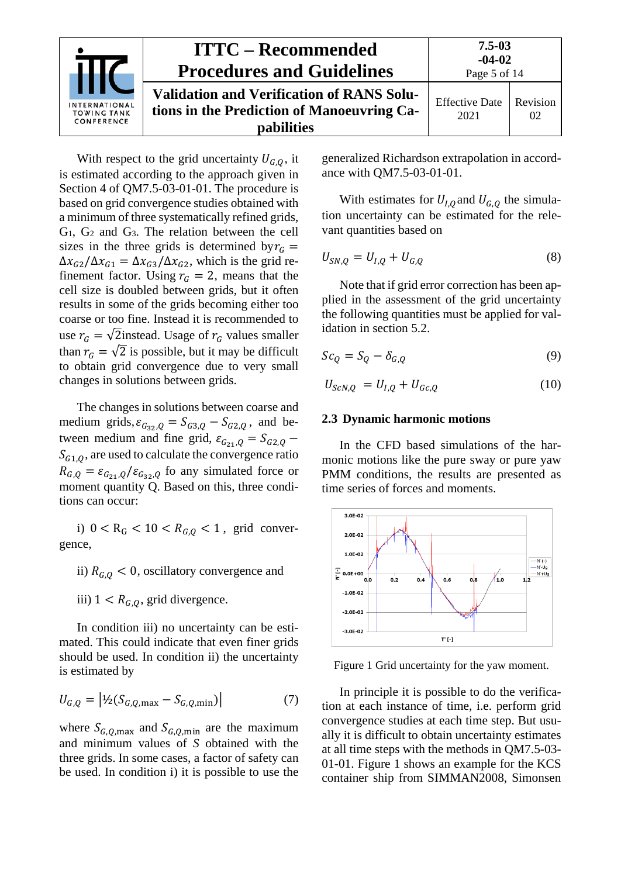With respect to the grid uncertainty $U_{G,Q}$, it is estimated according to the approach given in Section 4 of QM7.5-03-01-01. The procedure is based on grid convergence studies obtained with a minimum of three systematically refined grids, G1, G2 and G3. The relation between the cell sizes in the three grids is determined by $r_G = \Delta x_{G2}/\Delta x_{G1} = \Delta x_{G3}/\Delta x_{G2}$, which is the grid refinement factor. Using $r_G = 2$, means that the cell size is doubled between grids, but it often results in some of the grids becoming either too coarse or too fine. Instead it is recommended to use $r_G = \sqrt{2}$ instead. Usage of $r_G$ values smaller than $r_G = \sqrt{2}$ is possible, but it may be difficult to obtain grid convergence due to very small changes in solutions between grids.

The changes in solutions between coarse and medium grids, $\varepsilon_{G_{32},Q} = S_{G3,Q} - S_{G2,Q}$, and between medium and fine grid, $\varepsilon_{G_{21},Q} = S_{G2,Q} - S_{G1,Q}$, are used to calculate the convergence ratio $R_{G,Q} = \varepsilon_{G_{21},Q}/\varepsilon_{G_{32},Q}$ fo any simulated force or moment quantity Q. Based on this, three conditions can occur:

i) $0 < \mathrm{R_G} < 10 < R_{G,Q} < 1$, grid convergence,

ii) $R_{G,Q} < 0$, oscillatory convergence and

iii) $1 < R_{G,Q}$, grid divergence.

In condition iii) no uncertainty can be estimated. This could indicate that even finer grids should be used. In condition ii) the uncertainty is estimated by

$$U_{G,Q} = \left|\tfrac{1}{2}(S_{G,Q,\max} - S_{G,Q,\min})\right| \tag{7}$$

where $S_{G,Q,\max}$ and $S_{G,Q,\min}$ are the maximum and minimum values of $S$ obtained with the three grids. In some cases, a factor of safety can be used. In condition i) it is possible to use the generalized Richardson extrapolation in accordance with QM7.5-03-01-01.

With estimates for $U_{I,Q}$ and $U_{G,Q}$ the simulation uncertainty can be estimated for the relevant quantities based on

$$U_{SN,Q} = U_{I,Q} + U_{G,Q} \tag{8}$$

Note that if grid error correction has been applied in the assessment of the grid uncertainty the following quantities must be applied for validation in section 5.2.

$$Sc_Q = S_Q - \delta_{G,Q} \tag{9}$$

$$U_{ScN,Q} = U_{I,Q} + U_{Gc,Q} \tag{10}$$

## 2.3 Dynamic harmonic motions

In the CFD based simulations of the harmonic motions like the pure sway or pure yaw PMM conditions, the results are presented as time series of forces and moments.

Figure 1 Grid uncertainty for the yaw moment.

In principle it is possible to do the verification at each instance of time, i.e. perform grid convergence studies at each time step. But usually it is difficult to obtain uncertainty estimates at all time steps with the methods in QM7.5-03-01-01. Figure 1 shows an example for the KCS container ship from SIMMAN2008, Simonsen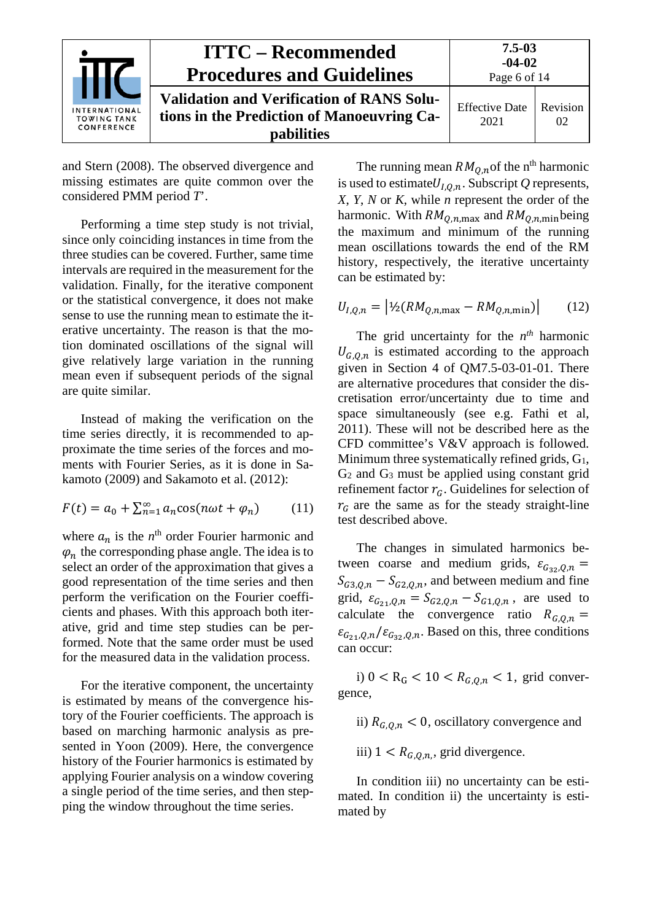and Stern (2008). The observed divergence and missing estimates are quite common over the considered PMM period *T*'.

Performing a time step study is not trivial, since only coinciding instances in time from the three studies can be covered. Further, same time intervals are required in the measurement for the validation. Finally, for the iterative component or the statistical convergence, it does not make sense to use the running mean to estimate the iterative uncertainty. The reason is that the motion dominated oscillations of the signal will give relatively large variation in the running mean even if subsequent periods of the signal are quite similar.

Instead of making the verification on the time series directly, it is recommended to approximate the time series of the forces and moments with Fourier Series, as it is done in Sakamoto (2009) and Sakamoto et al. (2012):

$$F(t) = a_0 + \sum_{n=1}^{\infty} a_n \cos(n\omega t + \varphi_n) \qquad (11)$$

where $a_n$ is the $n^{\text{th}}$ order Fourier harmonic and $\varphi_n$ the corresponding phase angle. The idea is to select an order of the approximation that gives a good representation of the time series and then perform the verification on the Fourier coefficients and phases. With this approach both iterative, grid and time step studies can be performed. Note that the same order must be used for the measured data in the validation process.

For the iterative component, the uncertainty is estimated by means of the convergence history of the Fourier coefficients. The approach is based on marching harmonic analysis as presented in Yoon (2009). Here, the convergence history of the Fourier harmonics is estimated by applying Fourier analysis on a window covering a single period of the time series, and then stepping the window throughout the time series.

The running mean $RM_{Q,n}$ of the $n^{\text{th}}$ harmonic is used to estimate $U_{I,Q,n}$. Subscript $Q$ represents, $X$, $Y$, $N$ or $K$, while $n$ represent the order of the harmonic. With $RM_{Q,n,\max}$ and $RM_{Q,n,\min}$ being the maximum and minimum of the running mean oscillations towards the end of the RM history, respectively, the iterative uncertainty can be estimated by:

$$U_{I,Q,n} = \left| ½(RM_{Q,n,\max} - RM_{Q,n,\min}) \right| \qquad (12)$$

The grid uncertainty for the $n^{th}$ harmonic $U_{G,Q,n}$ is estimated according to the approach given in Section 4 of QM7.5-03-01-01. There are alternative procedures that consider the discretisation error/uncertainty due to time and space simultaneously (see e.g. Fathi et al, 2011). These will not be described here as the CFD committee's V&V approach is followed. Minimum three systematically refined grids, $G_1$, $G_2$ and $G_3$ must be applied using constant grid refinement factor $r_G$. Guidelines for selection of $r_G$ are the same as for the steady straight-line test described above.

The changes in simulated harmonics between coarse and medium grids, $\varepsilon_{G_{32},Q,n} = S_{G3,Q,n} - S_{G2,Q,n}$, and between medium and fine grid, $\varepsilon_{G_{21},Q,n} = S_{G2,Q,n} - S_{G1,Q,n}$, are used to calculate the convergence ratio $R_{G,Q,n} = \varepsilon_{G_{21},Q,n}/\varepsilon_{G_{32},Q,n}$. Based on this, three conditions can occur:

i) $0 < R_G < 10 < R_{G,Q,n} < 1$, grid convergence,

ii) $R_{G,Q,n} < 0$, oscillatory convergence and

iii) $1 < R_{G,Q,n}$, grid divergence.

In condition iii) no uncertainty can be estimated. In condition ii) the uncertainty is estimated by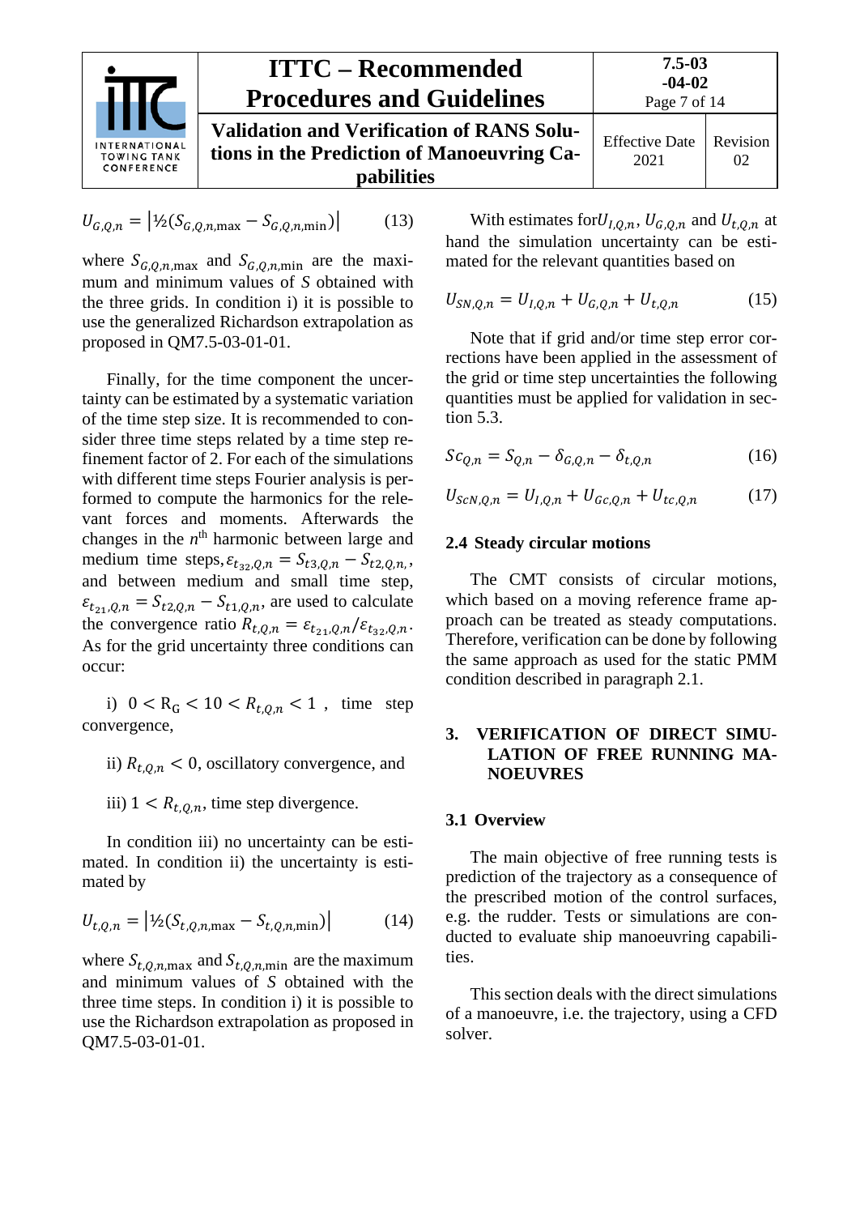$$U_{G,Q,n} = \left|½(S_{G,Q,n,\max} - S_{G,Q,n,\min})\right| \qquad (13)$$

where $S_{G,Q,n,\max}$ and $S_{G,Q,n,\min}$ are the maximum and minimum values of $S$ obtained with the three grids. In condition i) it is possible to use the generalized Richardson extrapolation as proposed in QM7.5-03-01-01.

Finally, for the time component the uncertainty can be estimated by a systematic variation of the time step size. It is recommended to consider three time steps related by a time step refinement factor of 2. For each of the simulations with different time steps Fourier analysis is performed to compute the harmonics for the relevant forces and moments. Afterwards the changes in the $n^{\text{th}}$ harmonic between large and medium time steps, $\varepsilon_{t_{32},Q,n} = S_{t3,Q,n} - S_{t2,Q,n,}$, and between medium and small time step, $\varepsilon_{t_{21},Q,n} = S_{t2,Q,n} - S_{t1,Q,n}$, are used to calculate the convergence ratio $R_{t,Q,n} = \varepsilon_{t_{21},Q,n}/\varepsilon_{t_{32},Q,n}$. As for the grid uncertainty three conditions can occur:

i) $0 < \mathrm{R_G} < 10 < R_{t,Q,n} < 1$ , time step convergence,

ii) $R_{t,Q,n} < 0$, oscillatory convergence, and

iii) $1 < R_{t,Q,n}$, time step divergence.

In condition iii) no uncertainty can be estimated. In condition ii) the uncertainty is estimated by

$$U_{t,Q,n} = \left|½(S_{t,Q,n,\max} - S_{t,Q,n,\min})\right| \qquad (14)$$

where $S_{t,Q,n,\max}$ and $S_{t,Q,n,\min}$ are the maximum and minimum values of $S$ obtained with the three time steps. In condition i) it is possible to use the Richardson extrapolation as proposed in QM7.5-03-01-01.

With estimates for $U_{I,Q,n}$, $U_{G,Q,n}$ and $U_{t,Q,n}$ at hand the simulation uncertainty can be estimated for the relevant quantities based on

$$U_{SN,Q,n} = U_{I,Q,n} + U_{G,Q,n} + U_{t,Q,n} \qquad (15)$$

Note that if grid and/or time step error corrections have been applied in the assessment of the grid or time step uncertainties the following quantities must be applied for validation in section 5.3.

$$Sc_{Q,n} = S_{Q,n} - \delta_{G,Q,n} - \delta_{t,Q,n} \qquad (16)$$

$$U_{ScN,Q,n} = U_{I,Q,n} + U_{Gc,Q,n} + U_{tc,Q,n} \qquad (17)$$

### 2.4 Steady circular motions

The CMT consists of circular motions, which based on a moving reference frame approach can be treated as steady computations. Therefore, verification can be done by following the same approach as used for the static PMM condition described in paragraph 2.1.

## 3. VERIFICATION OF DIRECT SIMULATION OF FREE RUNNING MANOEUVRES

### 3.1 Overview

The main objective of free running tests is prediction of the trajectory as a consequence of the prescribed motion of the control surfaces, e.g. the rudder. Tests or simulations are conducted to evaluate ship manoeuvring capabilities.

This section deals with the direct simulations of a manoeuvre, i.e. the trajectory, using a CFD solver.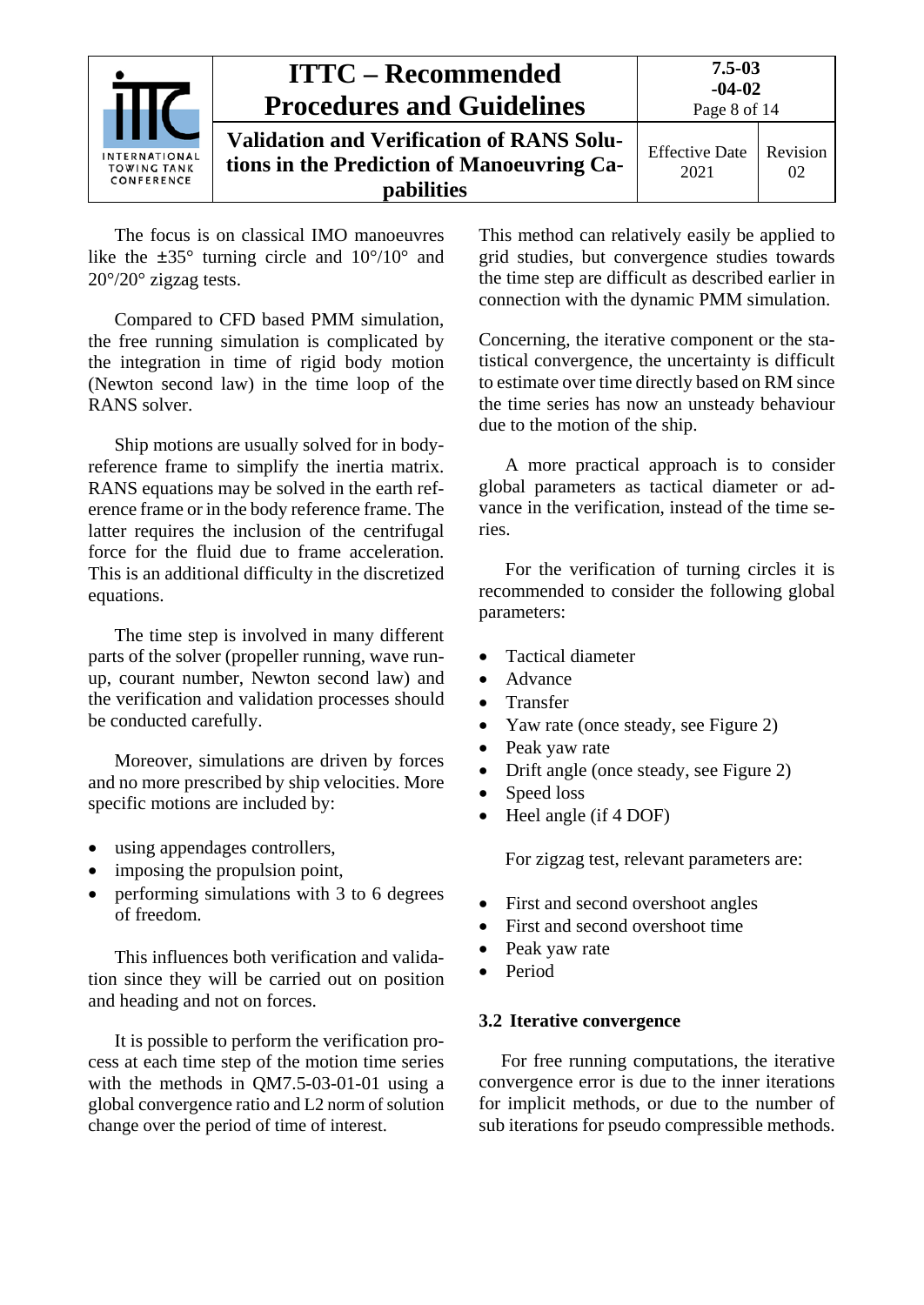The focus is on classical IMO manoeuvres like the ±35° turning circle and 10°/10° and 20°/20° zigzag tests.

Compared to CFD based PMM simulation, the free running simulation is complicated by the integration in time of rigid body motion (Newton second law) in the time loop of the RANS solver.

Ship motions are usually solved for in body-reference frame to simplify the inertia matrix. RANS equations may be solved in the earth reference frame or in the body reference frame. The latter requires the inclusion of the centrifugal force for the fluid due to frame acceleration. This is an additional difficulty in the discretized equations.

The time step is involved in many different parts of the solver (propeller running, wave run-up, courant number, Newton second law) and the verification and validation processes should be conducted carefully.

Moreover, simulations are driven by forces and no more prescribed by ship velocities. More specific motions are included by:

- using appendages controllers,
- imposing the propulsion point,
- performing simulations with 3 to 6 degrees of freedom.

This influences both verification and validation since they will be carried out on position and heading and not on forces.

It is possible to perform the verification process at each time step of the motion time series with the methods in QM7.5-03-01-01 using a global convergence ratio and L2 norm of solution change over the period of time of interest. This method can relatively easily be applied to grid studies, but convergence studies towards the time step are difficult as described earlier in connection with the dynamic PMM simulation.

Concerning, the iterative component or the statistical convergence, the uncertainty is difficult to estimate over time directly based on RM since the time series has now an unsteady behaviour due to the motion of the ship.

A more practical approach is to consider global parameters as tactical diameter or advance in the verification, instead of the time series.

For the verification of turning circles it is recommended to consider the following global parameters:

- Tactical diameter
- Advance
- Transfer
- Yaw rate (once steady, see Figure 2)
- Peak yaw rate
- Drift angle (once steady, see Figure 2)
- Speed loss
- Heel angle (if 4 DOF)

For zigzag test, relevant parameters are:

- First and second overshoot angles
- First and second overshoot time
- Peak yaw rate
- Period

### 3.2 Iterative convergence

For free running computations, the iterative convergence error is due to the inner iterations for implicit methods, or due to the number of sub iterations for pseudo compressible methods.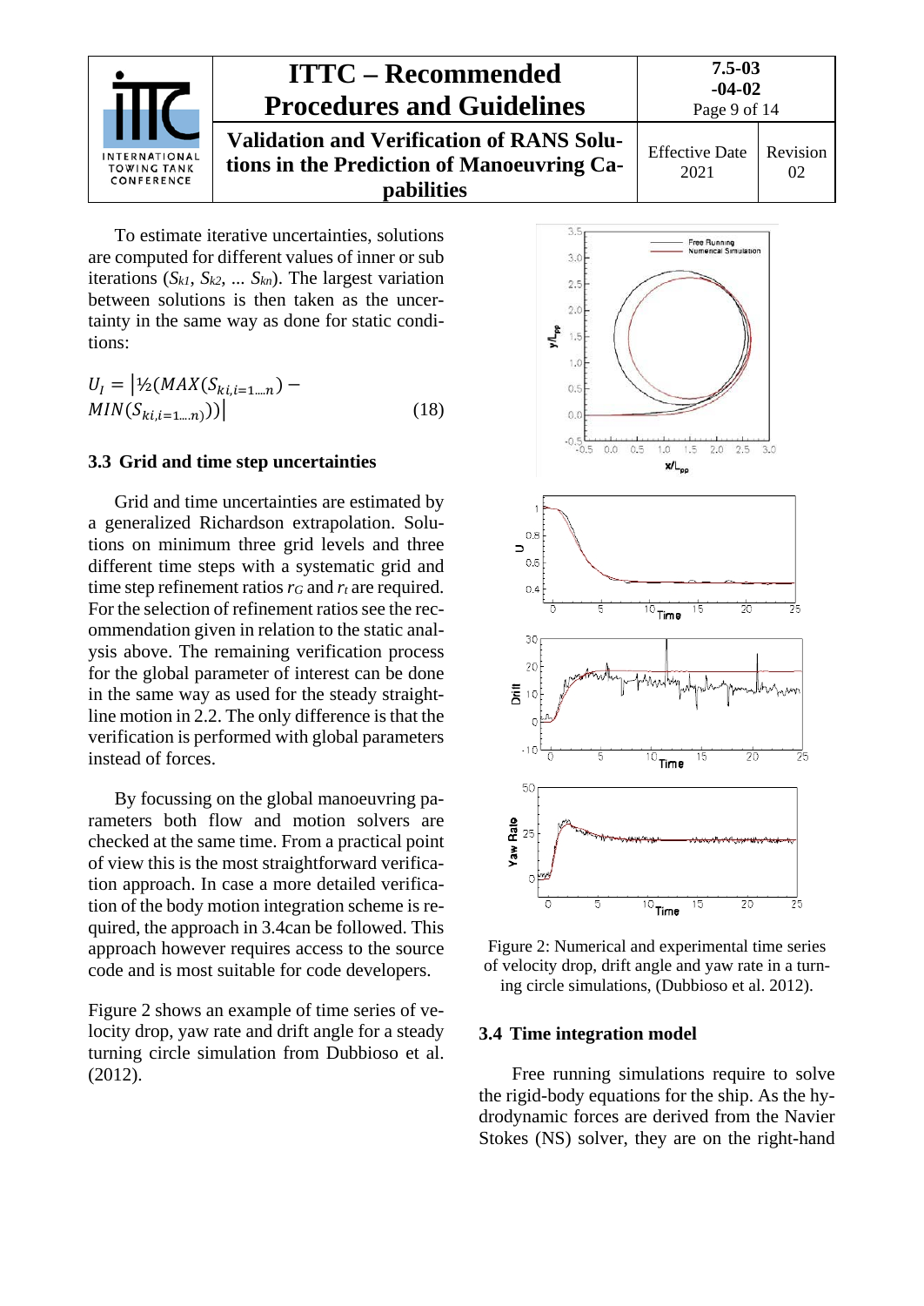To estimate iterative uncertainties, solutions are computed for different values of inner or sub iterations ($S_{k1}$, $S_{k2}$, ... $S_{kn}$). The largest variation between solutions is then taken as the uncertainty in the same way as done for static conditions:

$$U_I = \left|½(MAX(S_{ki,i=1\ldots n}) - MIN(S_{ki,i=1\ldots n}))\right| \quad (18)$$

### 3.3 Grid and time step uncertainties

Grid and time uncertainties are estimated by a generalized Richardson extrapolation. Solutions on minimum three grid levels and three different time steps with a systematic grid and time step refinement ratios $r_G$ and $r_t$ are required. For the selection of refinement ratios see the recommendation given in relation to the static analysis above. The remaining verification process for the global parameter of interest can be done in the same way as used for the steady straight-line motion in 2.2. The only difference is that the verification is performed with global parameters instead of forces.

By focussing on the global manoeuvring parameters both flow and motion solvers are checked at the same time. From a practical point of view this is the most straightforward verification approach. In case a more detailed verification of the body motion integration scheme is required, the approach in 3.4can be followed. This approach however requires access to the source code and is most suitable for code developers.

Figure 2 shows an example of time series of velocity drop, yaw rate and drift angle for a steady turning circle simulation from Dubbioso et al. (2012).

Figure 2: Numerical and experimental time series of velocity drop, drift angle and yaw rate in a turning circle simulations, (Dubbioso et al. 2012).

### 3.4 Time integration model

Free running simulations require to solve the rigid-body equations for the ship. As the hydrodynamic forces are derived from the Navier Stokes (NS) solver, they are on the right-hand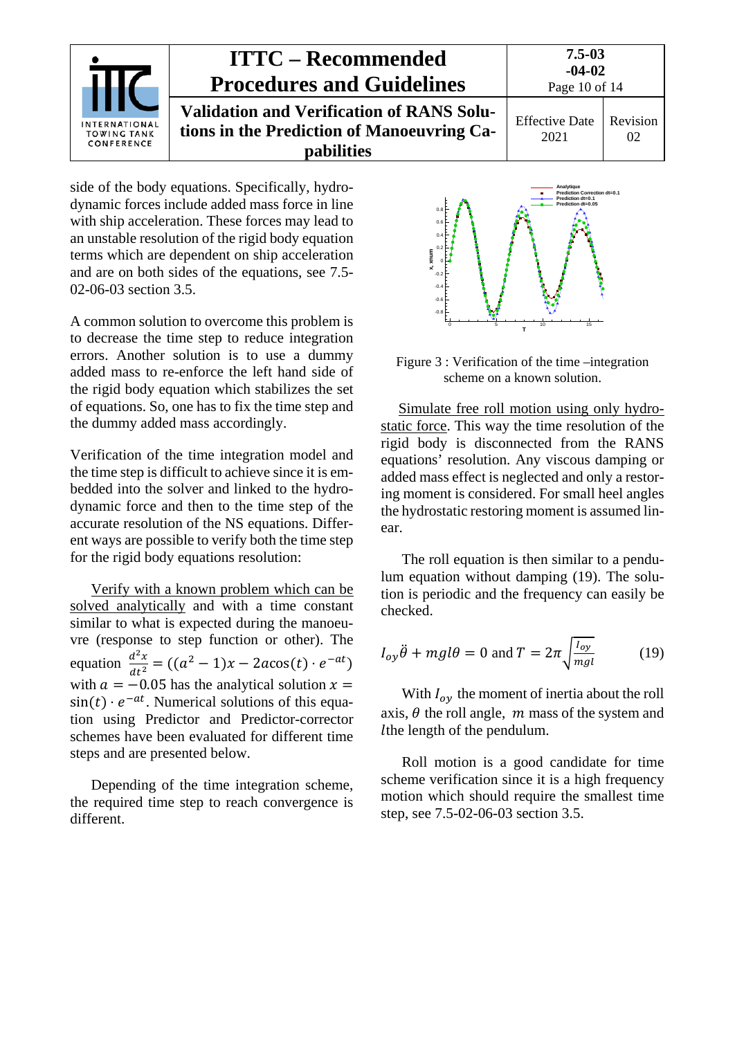side of the body equations. Specifically, hydrodynamic forces include added mass force in line with ship acceleration. These forces may lead to an unstable resolution of the rigid body equation terms which are dependent on ship acceleration and are on both sides of the equations, see 7.5-02-06-03 section 3.5.

A common solution to overcome this problem is to decrease the time step to reduce integration errors. Another solution is to use a dummy added mass to re-enforce the left hand side of the rigid body equation which stabilizes the set of equations. So, one has to fix the time step and the dummy added mass accordingly.

Verification of the time integration model and the time step is difficult to achieve since it is embedded into the solver and linked to the hydrodynamic force and then to the time step of the accurate resolution of the NS equations. Different ways are possible to verify both the time step for the rigid body equations resolution:

Verify with a known problem which can be solved analytically and with a time constant similar to what is expected during the manoeuvre (response to step function or other). The equation $\frac{d^2x}{dt^2} = ((a^2 - 1)x - 2a\cos(t) \cdot e^{-at})$ with $a = -0.05$ has the analytical solution $x = \sin(t) \cdot e^{-at}$. Numerical solutions of this equation using Predictor and Predictor-corrector schemes have been evaluated for different time steps and are presented below.

Depending of the time integration scheme, the required time step to reach convergence is different.

Figure 3 : Verification of the time –integration scheme on a known solution.

Simulate free roll motion using only hydrostatic force. This way the time resolution of the rigid body is disconnected from the RANS equations' resolution. Any viscous damping or added mass effect is neglected and only a restoring moment is considered. For small heel angles the hydrostatic restoring moment is assumed linear.

The roll equation is then similar to a pendulum equation without damping (19). The solution is periodic and the frequency can easily be checked.

$$I_{oy}\ddot{\theta} + mgl\theta = 0 \text{ and } T = 2\pi\sqrt{\frac{I_{oy}}{mgl}} \qquad (19)$$

With $I_{oy}$ the moment of inertia about the roll axis, $\theta$ the roll angle, $m$ mass of the system and $l$ the length of the pendulum.

Roll motion is a good candidate for time scheme verification since it is a high frequency motion which should require the smallest time step, see 7.5-02-06-03 section 3.5.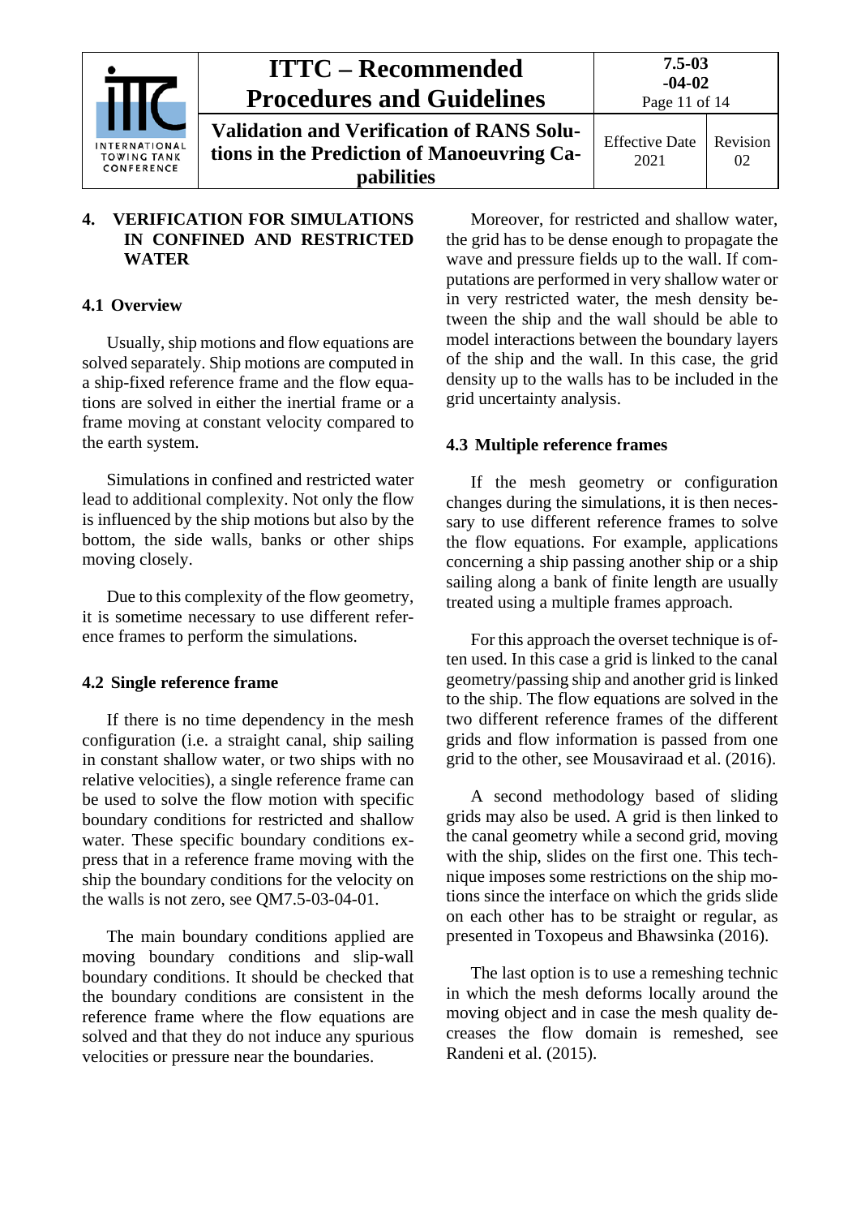## 4. VERIFICATION FOR SIMULATIONS IN CONFINED AND RESTRICTED WATER

### 4.1 Overview

Usually, ship motions and flow equations are solved separately. Ship motions are computed in a ship-fixed reference frame and the flow equations are solved in either the inertial frame or a frame moving at constant velocity compared to the earth system.

Simulations in confined and restricted water lead to additional complexity. Not only the flow is influenced by the ship motions but also by the bottom, the side walls, banks or other ships moving closely.

Due to this complexity of the flow geometry, it is sometime necessary to use different reference frames to perform the simulations.

### 4.2 Single reference frame

If there is no time dependency in the mesh configuration (i.e. a straight canal, ship sailing in constant shallow water, or two ships with no relative velocities), a single reference frame can be used to solve the flow motion with specific boundary conditions for restricted and shallow water. These specific boundary conditions express that in a reference frame moving with the ship the boundary conditions for the velocity on the walls is not zero, see QM7.5-03-04-01.

The main boundary conditions applied are moving boundary conditions and slip-wall boundary conditions. It should be checked that the boundary conditions are consistent in the reference frame where the flow equations are solved and that they do not induce any spurious velocities or pressure near the boundaries.

Moreover, for restricted and shallow water, the grid has to be dense enough to propagate the wave and pressure fields up to the wall. If computations are performed in very shallow water or in very restricted water, the mesh density between the ship and the wall should be able to model interactions between the boundary layers of the ship and the wall. In this case, the grid density up to the walls has to be included in the grid uncertainty analysis.

### 4.3 Multiple reference frames

If the mesh geometry or configuration changes during the simulations, it is then necessary to use different reference frames to solve the flow equations. For example, applications concerning a ship passing another ship or a ship sailing along a bank of finite length are usually treated using a multiple frames approach.

For this approach the overset technique is often used. In this case a grid is linked to the canal geometry/passing ship and another grid is linked to the ship. The flow equations are solved in the two different reference frames of the different grids and flow information is passed from one grid to the other, see Mousaviraad et al. (2016).

A second methodology based of sliding grids may also be used. A grid is then linked to the canal geometry while a second grid, moving with the ship, slides on the first one. This technique imposes some restrictions on the ship motions since the interface on which the grids slide on each other has to be straight or regular, as presented in Toxopeus and Bhawsinka (2016).

The last option is to use a remeshing technic in which the mesh deforms locally around the moving object and in case the mesh quality decreases the flow domain is remeshed, see Randeni et al. (2015).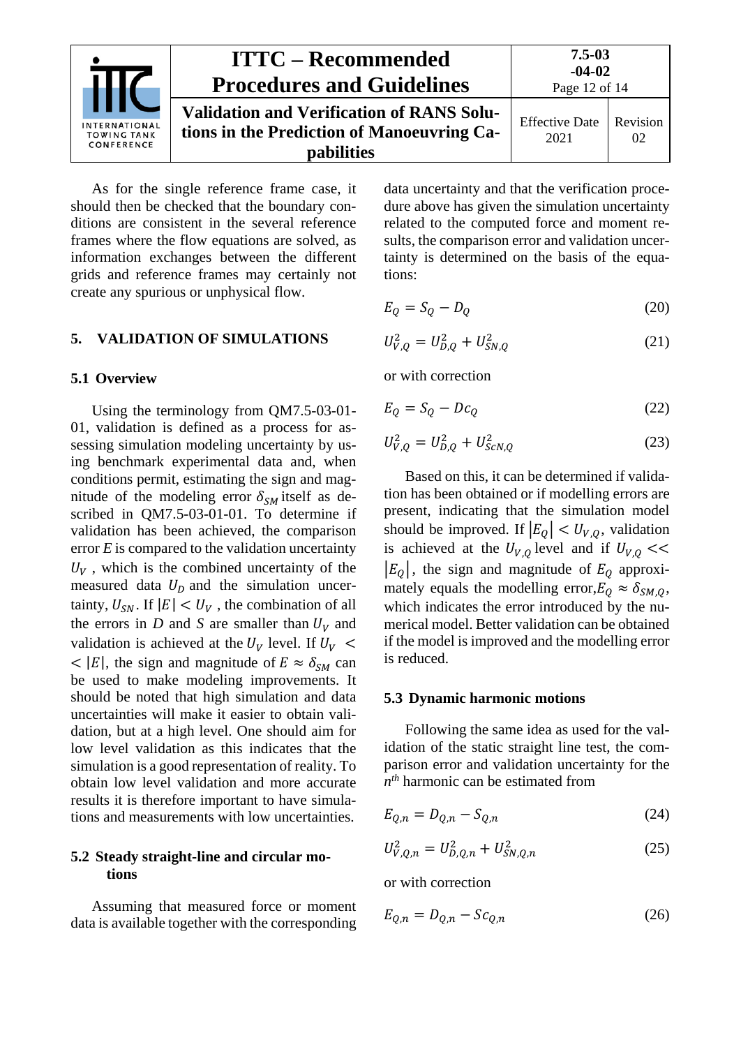As for the single reference frame case, it should then be checked that the boundary conditions are consistent in the several reference frames where the flow equations are solved, as information exchanges between the different grids and reference frames may certainly not create any spurious or unphysical flow.

## 5. VALIDATION OF SIMULATIONS

### 5.1 Overview

Using the terminology from QM7.5-03-01-01, validation is defined as a process for assessing simulation modeling uncertainty by using benchmark experimental data and, when conditions permit, estimating the sign and magnitude of the modeling error $\delta_{SM}$ itself as described in QM7.5-03-01-01. To determine if validation has been achieved, the comparison error $E$ is compared to the validation uncertainty $U_V$ , which is the combined uncertainty of the measured data $U_D$ and the simulation uncertainty, $U_{SN}$. If $|E| < U_V$ , the combination of all the errors in $D$ and $S$ are smaller than $U_V$ and validation is achieved at the $U_V$ level. If $U_V <\!< |E|$, the sign and magnitude of $E \approx \delta_{SM}$ can be used to make modeling improvements. It should be noted that high simulation and data uncertainties will make it easier to obtain validation, but at a high level. One should aim for low level validation as this indicates that the simulation is a good representation of reality. To obtain low level validation and more accurate results it is therefore important to have simulations and measurements with low uncertainties.

### 5.2 Steady straight-line and circular motions

Assuming that measured force or moment data is available together with the corresponding data uncertainty and that the verification procedure above has given the simulation uncertainty related to the computed force and moment results, the comparison error and validation uncertainty is determined on the basis of the equations:

$$E_Q = S_Q - D_Q \tag{20}$$

$$U_{V,Q}^2 = U_{D,Q}^2 + U_{SN,Q}^2 \tag{21}$$

or with correction

$$E_Q = S_Q - Dc_Q \tag{22}$$

$$U_{V,Q}^2 = U_{D,Q}^2 + U_{ScN,Q}^2 \tag{23}$$

Based on this, it can be determined if validation has been obtained or if modelling errors are present, indicating that the simulation model should be improved. If $|E_Q| < U_{V,Q}$, validation is achieved at the $U_{V,Q}$ level and if $U_{V,Q} << |E_Q|$, the sign and magnitude of $E_Q$ approximately equals the modelling error, $E_Q \approx \delta_{SM,Q}$, which indicates the error introduced by the numerical model. Better validation can be obtained if the model is improved and the modelling error is reduced.

### 5.3 Dynamic harmonic motions

Following the same idea as used for the validation of the static straight line test, the comparison error and validation uncertainty for the $n^{th}$ harmonic can be estimated from

$$E_{Q,n} = D_{Q,n} - S_{Q,n} \tag{24}$$

$$U_{V,Q,n}^2 = U_{D,Q,n}^2 + U_{SN,Q,n}^2 \tag{25}$$

or with correction

$$E_{Q,n} = D_{Q,n} - Sc_{Q,n} \tag{26}$$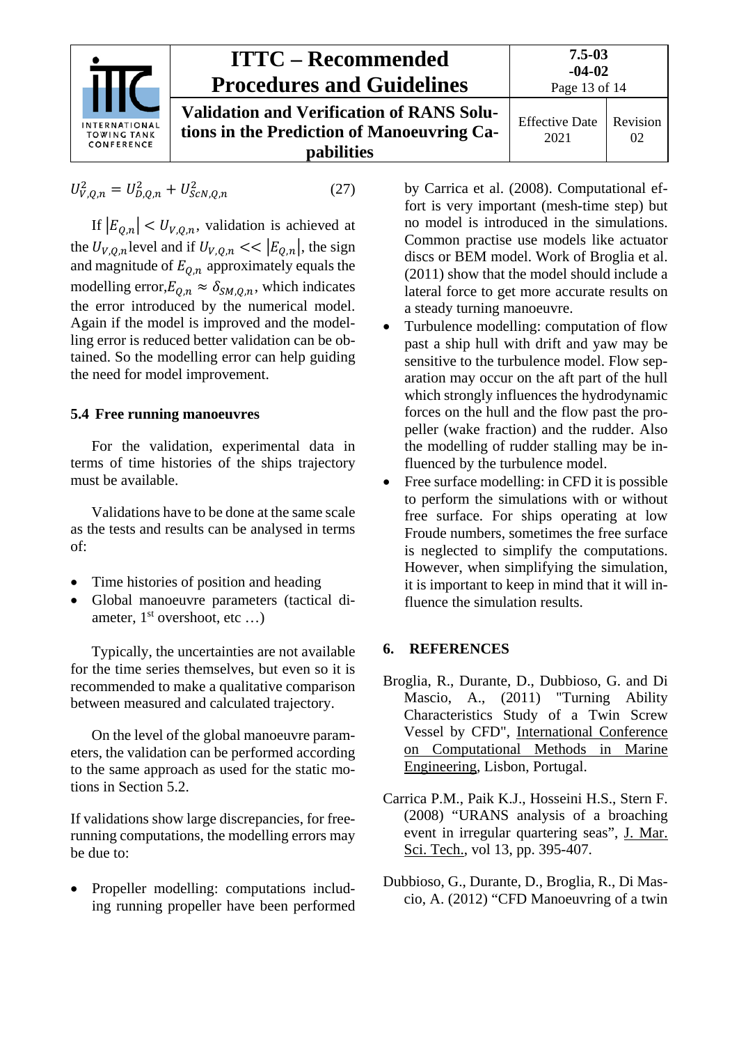$$U_{V,Q,n}^2 = U_{D,Q,n}^2 + U_{ScN,Q,n}^2 \tag{27}$$

If $|E_{Q,n}| < U_{V,Q,n}$, validation is achieved at the $U_{V,Q,n}$ level and if $U_{V,Q,n} << |E_{Q,n}|$, the sign and magnitude of $E_{Q,n}$ approximately equals the modelling error, $E_{Q,n} \approx \delta_{SM,Q,n}$, which indicates the error introduced by the numerical model. Again if the model is improved and the modelling error is reduced better validation can be obtained. So the modelling error can help guiding the need for model improvement.

### 5.4 Free running manoeuvres

For the validation, experimental data in terms of time histories of the ships trajectory must be available.

Validations have to be done at the same scale as the tests and results can be analysed in terms of:

- Time histories of position and heading
- Global manoeuvre parameters (tactical diameter, 1st overshoot, etc …)

Typically, the uncertainties are not available for the time series themselves, but even so it is recommended to make a qualitative comparison between measured and calculated trajectory.

On the level of the global manoeuvre parameters, the validation can be performed according to the same approach as used for the static motions in Section 5.2.

If validations show large discrepancies, for free-running computations, the modelling errors may be due to:

- Propeller modelling: computations including running propeller have been performed by Carrica et al. (2008). Computational effort is very important (mesh-time step) but no model is introduced in the simulations. Common practise use models like actuator discs or BEM model. Work of Broglia et al. (2011) show that the model should include a lateral force to get more accurate results on a steady turning manoeuvre.
- Turbulence modelling: computation of flow past a ship hull with drift and yaw may be sensitive to the turbulence model. Flow separation may occur on the aft part of the hull which strongly influences the hydrodynamic forces on the hull and the flow past the propeller (wake fraction) and the rudder. Also the modelling of rudder stalling may be influenced by the turbulence model.
- Free surface modelling: in CFD it is possible to perform the simulations with or without free surface. For ships operating at low Froude numbers, sometimes the free surface is neglected to simplify the computations. However, when simplifying the simulation, it is important to keep in mind that it will influence the simulation results.

## 6. REFERENCES

Broglia, R., Durante, D., Dubbioso, G. and Di Mascio, A., (2011) "Turning Ability Characteristics Study of a Twin Screw Vessel by CFD", International Conference on Computational Methods in Marine Engineering, Lisbon, Portugal.

Carrica P.M., Paik K.J., Hosseini H.S., Stern F. (2008) "URANS analysis of a broaching event in irregular quartering seas", J. Mar. Sci. Tech., vol 13, pp. 395-407.

Dubbioso, G., Durante, D., Broglia, R., Di Mascio, A. (2012) "CFD Manoeuvring of a twin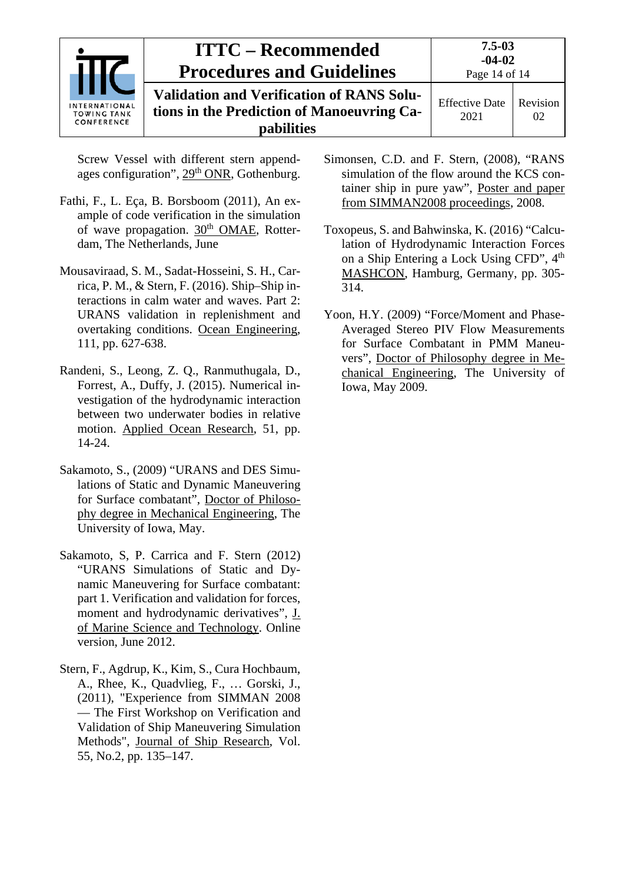Screw Vessel with different stern appendages configuration", 29th ONR, Gothenburg.

Fathi, F., L. Eça, B. Borsboom (2011), An example of code verification in the simulation of wave propagation. 30th OMAE, Rotterdam, The Netherlands, June

Mousaviraad, S. M., Sadat-Hosseini, S. H., Carrica, P. M., & Stern, F. (2016). Ship–Ship interactions in calm water and waves. Part 2: URANS validation in replenishment and overtaking conditions. Ocean Engineering, 111, pp. 627-638.

Randeni, S., Leong, Z. Q., Ranmuthugala, D., Forrest, A., Duffy, J. (2015). Numerical investigation of the hydrodynamic interaction between two underwater bodies in relative motion. Applied Ocean Research, 51, pp. 14-24.

Sakamoto, S., (2009) "URANS and DES Simulations of Static and Dynamic Maneuvering for Surface combatant", Doctor of Philosophy degree in Mechanical Engineering, The University of Iowa, May.

Sakamoto, S, P. Carrica and F. Stern (2012) "URANS Simulations of Static and Dynamic Maneuvering for Surface combatant: part 1. Verification and validation for forces, moment and hydrodynamic derivatives", J. of Marine Science and Technology. Online version, June 2012.

Stern, F., Agdrup, K., Kim, S., Cura Hochbaum, A., Rhee, K., Quadvlieg, F., … Gorski, J., (2011), "Experience from SIMMAN 2008 — The First Workshop on Verification and Validation of Ship Maneuvering Simulation Methods", Journal of Ship Research, Vol. 55, No.2, pp. 135–147.

Simonsen, C.D. and F. Stern, (2008), "RANS simulation of the flow around the KCS container ship in pure yaw", Poster and paper from SIMMAN2008 proceedings, 2008.

Toxopeus, S. and Bahwinska, K. (2016) "Calculation of Hydrodynamic Interaction Forces on a Ship Entering a Lock Using CFD", 4th MASHCON, Hamburg, Germany, pp. 305-314.

Yoon, H.Y. (2009) "Force/Moment and Phase-Averaged Stereo PIV Flow Measurements for Surface Combatant in PMM Maneuvers", Doctor of Philosophy degree in Mechanical Engineering, The University of Iowa, May 2009.